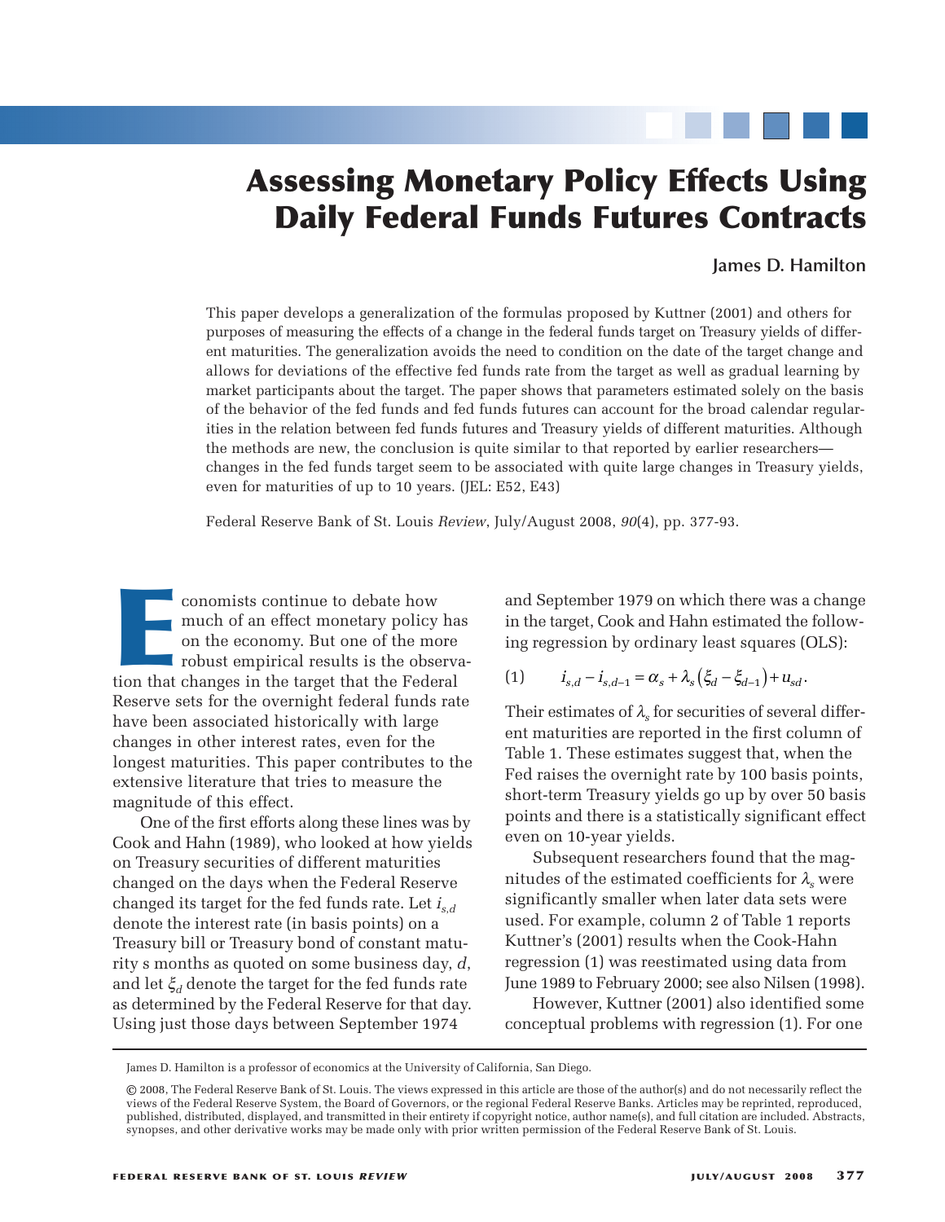# Assessing Monetary Policy Effects Using Daily Federal Funds Futures Contracts

**James D. Hamilton**

This paper develops a generalization of the formulas proposed by Kuttner (2001) and others for purposes of measuring the effects of a change in the federal funds target on Treasury yields of different maturities. The generalization avoids the need to condition on the date of the target change and allows for deviations of the effective fed funds rate from the target as well as gradual learning by market participants about the target. The paper shows that parameters estimated solely on the basis of the behavior of the fed funds and fed funds futures can account for the broad calendar regularities in the relation between fed funds futures and Treasury yields of different maturities. Although the methods are new, the conclusion is quite similar to that reported by earlier researchers—changes in the fed funds target seem to be associated with quite large changes in Treasury yields, even for maturities of up to 10 years. (JEL: E52, E43)

Federal Reserve Bank of St. Louis *Review*, July/August 2008, *90*(4), pp. 377-93.

Economists continue to debate how much of an effect monetary policy has on the economy. But one of the more robust empirical results is the observation that changes in the target that the Federal Reserve sets for the overnight federal funds rate have been associated historically with large changes in other interest rates, even for the longest maturities. This paper contributes to the extensive literature that tries to measure the magnitude of this effect.

One of the first efforts along these lines was by Cook and Hahn (1989), who looked at how yields on Treasury securities of different maturities changed on the days when the Federal Reserve changed its target for the fed funds rate. Let $i_{s,d}$ denote the interest rate (in basis points) on a Treasury bill or Treasury bond of constant maturity s months as quoted on some business day, $d$, and let $\xi_d$ denote the target for the fed funds rate as determined by the Federal Reserve for that day. Using just those days between September 1974 and September 1979 on which there was a change in the target, Cook and Hahn estimated the following regression by ordinary least squares (OLS):

$$(1) \qquad i_{s,d} - i_{s,d-1} = \alpha_s + \lambda_s\left(\xi_d - \xi_{d-1}\right) + u_{sd}.$$

Their estimates of $\lambda_s$ for securities of several different maturities are reported in the first column of Table 1. These estimates suggest that, when the Fed raises the overnight rate by 100 basis points, short-term Treasury yields go up by over 50 basis points and there is a statistically significant effect even on 10-year yields.

Subsequent researchers found that the magnitudes of the estimated coefficients for $\lambda_s$ were significantly smaller when later data sets were used. For example, column 2 of Table 1 reports Kuttner's (2001) results when the Cook-Hahn regression (1) was reestimated using data from June 1989 to February 2000; see also Nilsen (1998).

However, Kuttner (2001) also identified some conceptual problems with regression (1). For one

James D. Hamilton is a professor of economics at the University of California, San Diego.

© 2008, The Federal Reserve Bank of St. Louis. The views expressed in this article are those of the author(s) and do not necessarily reflect the views of the Federal Reserve System, the Board of Governors, or the regional Federal Reserve Banks. Articles may be reprinted, reproduced, published, distributed, displayed, and transmitted in their entirety if copyright notice, author name(s), and full citation are included. Abstracts, synopses, and other derivative works may be made only with prior written permission of the Federal Reserve Bank of St. Louis.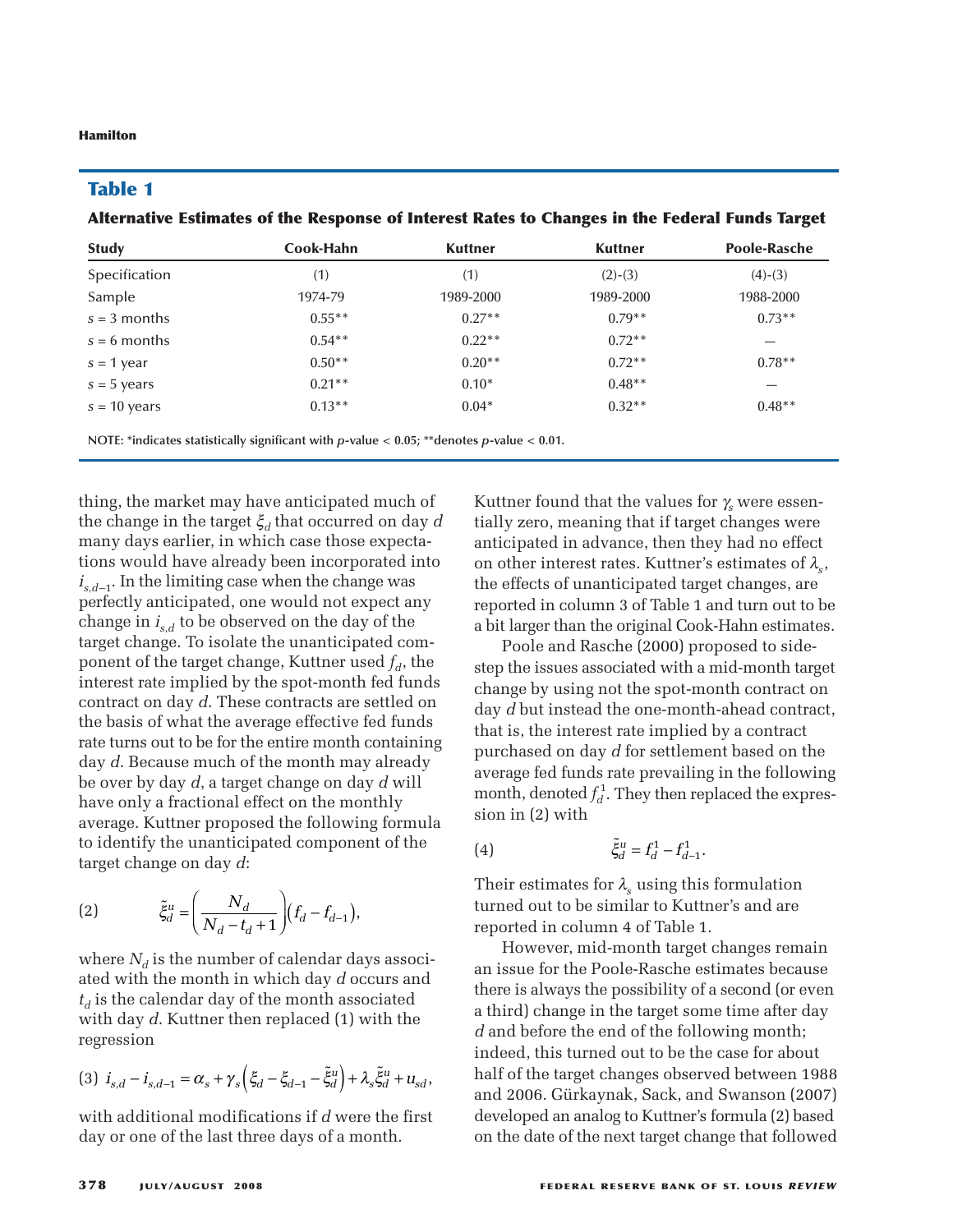## Table 1

**Alternative Estimates of the Response of Interest Rates to Changes in the Federal Funds Target**

| Study | Cook-Hahn | Kuttner | Kuttner | Poole-Rasche |
|---|---|---|---|---|
| Specification | (1) | (1) | (2)-(3) | (4)-(3) |
| Sample | 1974-79 | 1989-2000 | 1989-2000 | 1988-2000 |
| $s$ = 3 months | 0.55** | 0.27** | 0.79** | 0.73** |
| $s$ = 6 months | 0.54** | 0.22** | 0.72** | — |
| $s$ = 1 year | 0.50** | 0.20** | 0.72** | 0.78** |
| $s$ = 5 years | 0.21** | 0.10* | 0.48** | — |
| $s$ = 10 years | 0.13** | 0.04* | 0.32** | 0.48** |

NOTE: *indicates statistically significant with $p$-value < 0.05; **denotes $p$-value < 0.01.

thing, the market may have anticipated much of the change in the target $\xi_d$ that occurred on day $d$ many days earlier, in which case those expectations would have already been incorporated into $i_{s,d-1}$. In the limiting case when the change was perfectly anticipated, one would not expect any change in $i_{s,d}$ to be observed on the day of the target change. To isolate the unanticipated component of the target change, Kuttner used $f_d$, the interest rate implied by the spot-month fed funds contract on day $d$. These contracts are settled on the basis of what the average effective fed funds rate turns out to be for the entire month containing day $d$. Because much of the month may already be over by day $d$, a target change on day $d$ will have only a fractional effect on the monthly average. Kuttner proposed the following formula to identify the unanticipated component of the target change on day $d$:

$$\tilde{\xi}_d^u = \left(\frac{N_d}{N_d - t_d + 1}\right)\left(f_d - f_{d-1}\right), \tag{2}$$

where $N_d$ is the number of calendar days associated with the month in which day $d$ occurs and $t_d$ is the calendar day of the month associated with day $d$. Kuttner then replaced (1) with the regression

$$i_{s,d} - i_{s,d-1} = \alpha_s + \gamma_s\left(\xi_d - \xi_{d-1} - \tilde{\xi}_d^u\right) + \lambda_s \tilde{\xi}_d^u + u_{sd}, \tag{3}$$

with additional modifications if $d$ were the first day or one of the last three days of a month.

Kuttner found that the values for $\gamma_s$ were essentially zero, meaning that if target changes were anticipated in advance, then they had no effect on other interest rates. Kuttner's estimates of $\lambda_s$, the effects of unanticipated target changes, are reported in column 3 of Table 1 and turn out to be a bit larger than the original Cook-Hahn estimates.

Poole and Rasche (2000) proposed to sidestep the issues associated with a mid-month target change by using not the spot-month contract on day $d$ but instead the one-month-ahead contract, that is, the interest rate implied by a contract purchased on day $d$ for settlement based on the average fed funds rate prevailing in the following month, denoted $f_d^1$. They then replaced the expression in (2) with

$$\tilde{\xi}_d^u = f_d^1 - f_{d-1}^1. \tag{4}$$

Their estimates for $\lambda_s$ using this formulation turned out to be similar to Kuttner's and are reported in column 4 of Table 1.

However, mid-month target changes remain an issue for the Poole-Rasche estimates because there is always the possibility of a second (or even a third) change in the target some time after day $d$ and before the end of the following month; indeed, this turned out to be the case for about half of the target changes observed between 1988 and 2006. Gürkaynak, Sack, and Swanson (2007) developed an analog to Kuttner's formula (2) based on the date of the next target change that followed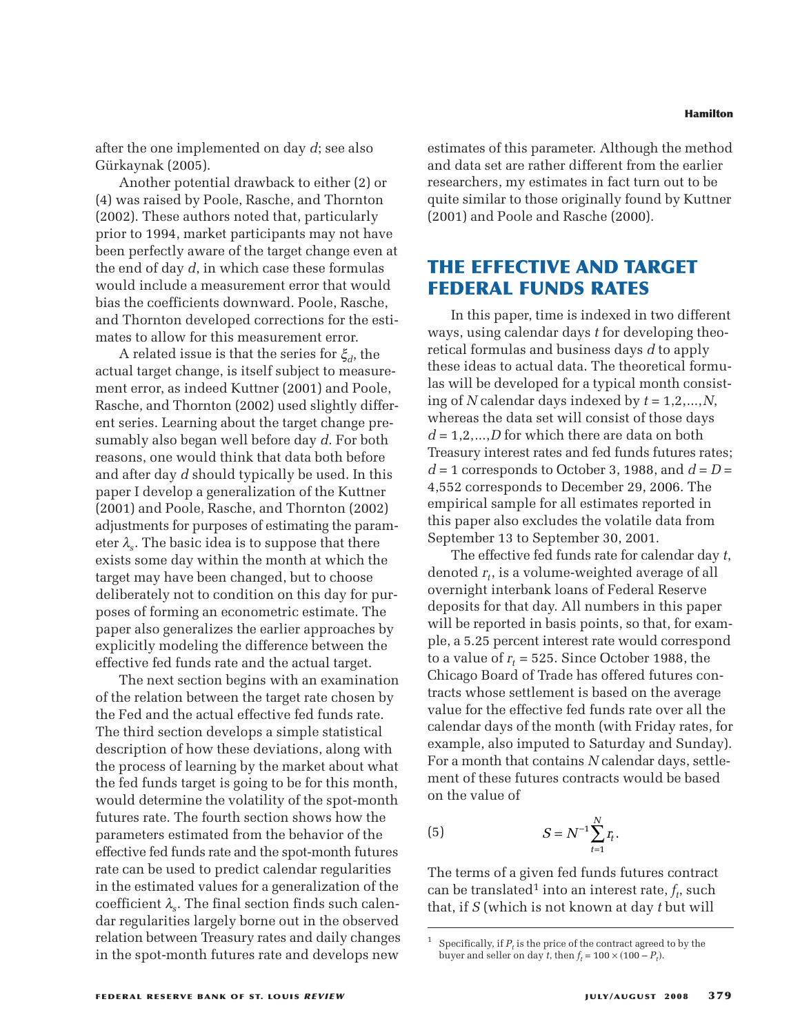after the one implemented on day $d$; see also Gürkaynak (2005).

Another potential drawback to either (2) or (4) was raised by Poole, Rasche, and Thornton (2002). These authors noted that, particularly prior to 1994, market participants may not have been perfectly aware of the target change even at the end of day $d$, in which case these formulas would include a measurement error that would bias the coefficients downward. Poole, Rasche, and Thornton developed corrections for the estimates to allow for this measurement error.

A related issue is that the series for $\xi_d$, the actual target change, is itself subject to measurement error, as indeed Kuttner (2001) and Poole, Rasche, and Thornton (2002) used slightly different series. Learning about the target change presumably also began well before day $d$. For both reasons, one would think that data both before and after day $d$ should typically be used. In this paper I develop a generalization of the Kuttner (2001) and Poole, Rasche, and Thornton (2002) adjustments for purposes of estimating the parameter $\lambda_s$. The basic idea is to suppose that there exists some day within the month at which the target may have been changed, but to choose deliberately not to condition on this day for purposes of forming an econometric estimate. The paper also generalizes the earlier approaches by explicitly modeling the difference between the effective fed funds rate and the actual target.

The next section begins with an examination of the relation between the target rate chosen by the Fed and the actual effective fed funds rate. The third section develops a simple statistical description of how these deviations, along with the process of learning by the market about what the fed funds target is going to be for this month, would determine the volatility of the spot-month futures rate. The fourth section shows how the parameters estimated from the behavior of the effective fed funds rate and the spot-month futures rate can be used to predict calendar regularities in the estimated values for a generalization of the coefficient $\lambda_s$. The final section finds such calendar regularities largely borne out in the observed relation between Treasury rates and daily changes in the spot-month futures rate and develops new estimates of this parameter. Although the method and data set are rather different from the earlier researchers, my estimates in fact turn out to be quite similar to those originally found by Kuttner (2001) and Poole and Rasche (2000).

## THE EFFECTIVE AND TARGET FEDERAL FUNDS RATES

In this paper, time is indexed in two different ways, using calendar days $t$ for developing theoretical formulas and business days $d$ to apply these ideas to actual data. The theoretical formulas will be developed for a typical month consisting of $N$ calendar days indexed by $t = 1,2,...,N$, whereas the data set will consist of those days $d = 1,2,...,D$ for which there are data on both Treasury interest rates and fed funds futures rates; $d = 1$ corresponds to October 3, 1988, and $d = D = 4{,}552$ corresponds to December 29, 2006. The empirical sample for all estimates reported in this paper also excludes the volatile data from September 13 to September 30, 2001.

The effective fed funds rate for calendar day $t$, denoted $r_t$, is a volume-weighted average of all overnight interbank loans of Federal Reserve deposits for that day. All numbers in this paper will be reported in basis points, so that, for example, a 5.25 percent interest rate would correspond to a value of $r_t = 525$. Since October 1988, the Chicago Board of Trade has offered futures contracts whose settlement is based on the average value for the effective fed funds rate over all the calendar days of the month (with Friday rates, for example, also imputed to Saturday and Sunday). For a month that contains $N$ calendar days, settlement of these futures contracts would be based on the value of

$$S = N^{-1} \sum_{t=1}^{N} r_t. \tag{5}$$

The terms of a given fed funds futures contract can be translated[1] into an interest rate, $f_t$, such that, if $S$ (which is not known at day $t$ but will

[1] Specifically, if $P_t$ is the price of the contract agreed to by the buyer and seller on day $t$, then $f_t = 100 \times (100 - P_t)$.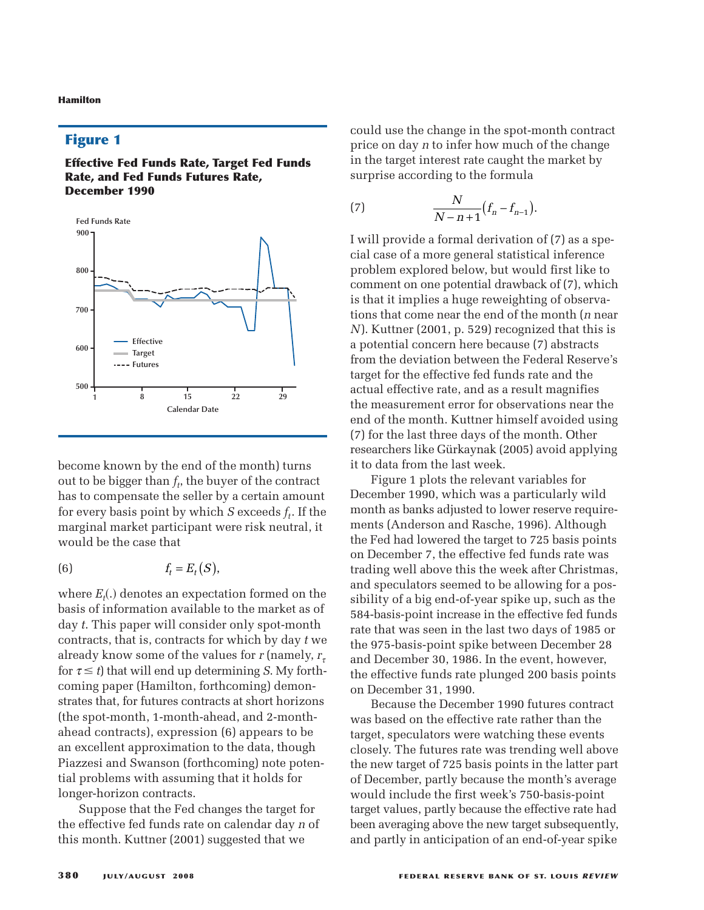## Figure 1

**Effective Fed Funds Rate, Target Fed Funds Rate, and Fed Funds Futures Rate, December 1990**

become known by the end of the month) turns out to be bigger than $f_t$, the buyer of the contract has to compensate the seller by a certain amount for every basis point by which $S$ exceeds $f_t$. If the marginal market participant were risk neutral, it would be the case that

$$f_t = E_t(S), \tag{6}$$

where $E_t(.)$ denotes an expectation formed on the basis of information available to the market as of day $t$. This paper will consider only spot-month contracts, that is, contracts for which by day $t$ we already know some of the values for $r$ (namely, $r_\tau$ for $\tau \leq t$) that will end up determining $S$. My forthcoming paper (Hamilton, forthcoming) demonstrates that, for futures contracts at short horizons (the spot-month, 1-month-ahead, and 2-month-ahead contracts), expression (6) appears to be an excellent approximation to the data, though Piazzesi and Swanson (forthcoming) note potential problems with assuming that it holds for longer-horizon contracts.

Suppose that the Fed changes the target for the effective fed funds rate on calendar day $n$ of this month. Kuttner (2001) suggested that we could use the change in the spot-month contract price on day $n$ to infer how much of the change in the target interest rate caught the market by surprise according to the formula

$$\frac{N}{N-n+1}\left(f_n - f_{n-1}\right). \tag{7}$$

I will provide a formal derivation of (7) as a special case of a more general statistical inference problem explored below, but would first like to comment on one potential drawback of (7), which is that it implies a huge reweighting of observations that come near the end of the month ($n$ near $N$). Kuttner (2001, p. 529) recognized that this is a potential concern here because (7) abstracts from the deviation between the Federal Reserve's target for the effective fed funds rate and the actual effective rate, and as a result magnifies the measurement error for observations near the end of the month. Kuttner himself avoided using (7) for the last three days of the month. Other researchers like Gürkaynak (2005) avoid applying it to data from the last week.

Figure 1 plots the relevant variables for December 1990, which was a particularly wild month as banks adjusted to lower reserve requirements (Anderson and Rasche, 1996). Although the Fed had lowered the target to 725 basis points on December 7, the effective fed funds rate was trading well above this the week after Christmas, and speculators seemed to be allowing for a possibility of a big end-of-year spike up, such as the 584-basis-point increase in the effective fed funds rate that was seen in the last two days of 1985 or the 975-basis-point spike between December 28 and December 30, 1986. In the event, however, the effective funds rate plunged 200 basis points on December 31, 1990.

Because the December 1990 futures contract was based on the effective rate rather than the target, speculators were watching these events closely. The futures rate was trending well above the new target of 725 basis points in the latter part of December, partly because the month's average would include the first week's 750-basis-point target values, partly because the effective rate had been averaging above the new target subsequently, and partly in anticipation of an end-of-year spike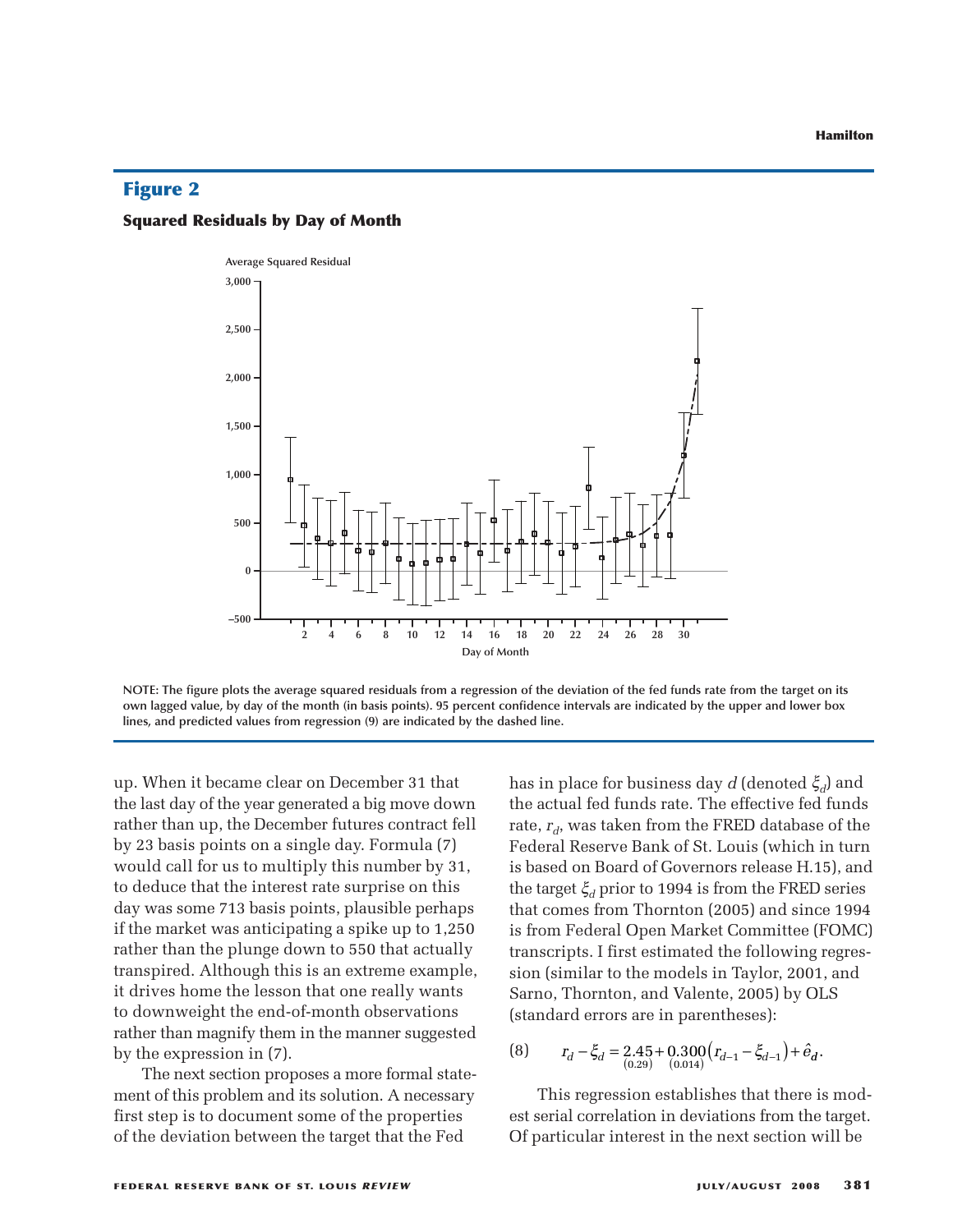## Figure 2

### Squared Residuals by Day of Month

NOTE: The figure plots the average squared residuals from a regression of the deviation of the fed funds rate from the target on its own lagged value, by day of the month (in basis points). 95 percent confidence intervals are indicated by the upper and lower box lines, and predicted values from regression (9) are indicated by the dashed line.

up. When it became clear on December 31 that the last day of the year generated a big move down rather than up, the December futures contract fell by 23 basis points on a single day. Formula (7) would call for us to multiply this number by 31, to deduce that the interest rate surprise on this day was some 713 basis points, plausible perhaps if the market was anticipating a spike up to 1,250 rather than the plunge down to 550 that actually transpired. Although this is an extreme example, it drives home the lesson that one really wants to downweight the end-of-month observations rather than magnify them in the manner suggested by the expression in (7).

The next section proposes a more formal statement of this problem and its solution. A necessary first step is to document some of the properties of the deviation between the target that the Fed has in place for business day $d$ (denoted $\xi_d$) and the actual fed funds rate. The effective fed funds rate, $r_d$, was taken from the FRED database of the Federal Reserve Bank of St. Louis (which in turn is based on Board of Governors release H.15), and the target $\xi_d$ prior to 1994 is from the FRED series that comes from Thornton (2005) and since 1994 is from Federal Open Market Committee (FOMC) transcripts. I first estimated the following regression (similar to the models in Taylor, 2001, and Sarno, Thornton, and Valente, 2005) by OLS (standard errors are in parentheses):

$$(8) \qquad r_d - \xi_d = \underset{(0.29)}{2.45} + \underset{(0.014)}{0.300}\left(r_{d-1} - \xi_{d-1}\right) + \hat{e}_d.$$

This regression establishes that there is modest serial correlation in deviations from the target. Of particular interest in the next section will be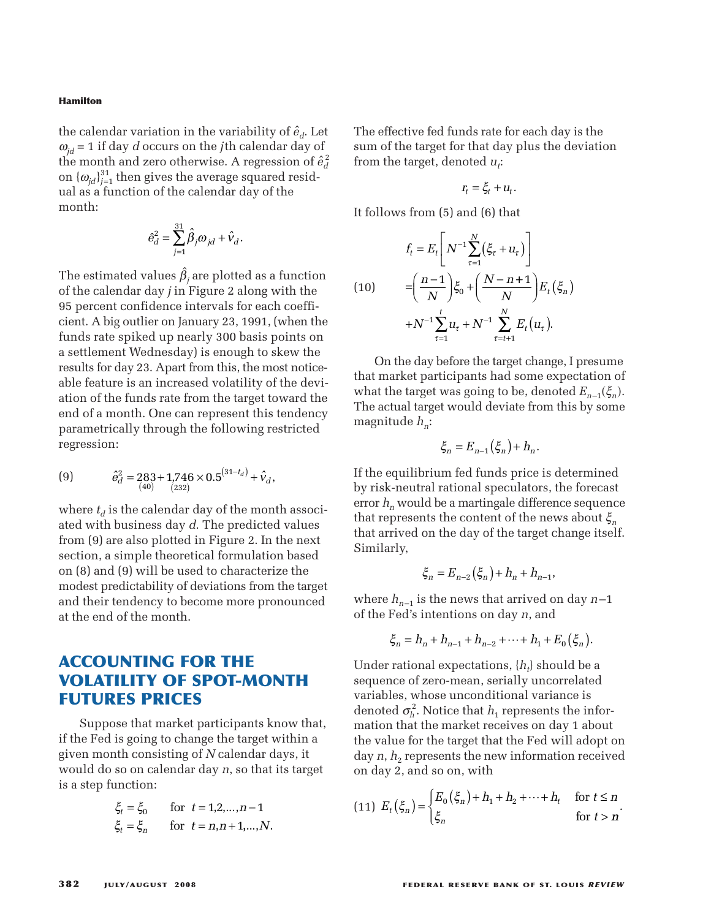the calendar variation in the variability of $\hat{e}_d$. Let $\omega_{jd} = 1$ if day $d$ occurs on the $j$th calendar day of the month and zero otherwise. A regression of $\hat{e}_d^2$ on $\{\omega_{jd}\}_{j=1}^{31}$ then gives the average squared residual as a function of the calendar day of the month:

$$\hat{e}_d^2 = \sum_{j=1}^{31} \hat{\beta}_j \omega_{jd} + \hat{v}_d.$$

The estimated values $\hat{\beta}_j$ are plotted as a function of the calendar day $j$ in Figure 2 along with the 95 percent confidence intervals for each coefficient. A big outlier on January 23, 1991, (when the funds rate spiked up nearly 300 basis points on a settlement Wednesday) is enough to skew the results for day 23. Apart from this, the most noticeable feature is an increased volatility of the deviation of the funds rate from the target toward the end of a month. One can represent this tendency parametrically through the following restricted regression:

$$\hat{e}_d^2 = \underset{(40)}{283} + \underset{(232)}{1{,}746} \times 0.5^{(31-t_d)} + \hat{v}_d, \tag{9}$$

where $t_d$ is the calendar day of the month associated with business day $d$. The predicted values from (9) are also plotted in Figure 2. In the next section, a simple theoretical formulation based on (8) and (9) will be used to characterize the modest predictability of deviations from the target and their tendency to become more pronounced at the end of the month.

## ACCOUNTING FOR THE VOLATILITY OF SPOT-MONTH FUTURES PRICES

Suppose that market participants know that, if the Fed is going to change the target within a given month consisting of $N$ calendar days, it would do so on calendar day $n$, so that its target is a step function:

$$\xi_t = \xi_0 \quad \text{for } t = 1,2,\ldots,n-1$$
$$\xi_t = \xi_n \quad \text{for } t = n,n+1,\ldots,N.$$

The effective fed funds rate for each day is the sum of the target for that day plus the deviation from the target, denoted $u_t$:

$$r_t = \xi_t + u_t.$$

It follows from (5) and (6) that

$$\begin{aligned} f_t &= E_t\left[N^{-1}\sum_{\tau=1}^{N}(\xi_\tau + u_\tau)\right] \\ &= \left(\frac{n-1}{N}\right)\xi_0 + \left(\frac{N-n+1}{N}\right)E_t(\xi_n) \\ &\quad + N^{-1}\sum_{\tau=1}^{t}u_\tau + N^{-1}\sum_{\tau=t+1}^{N}E_t(u_\tau). \end{aligned} \tag{10}$$

On the day before the target change, I presume that market participants had some expectation of what the target was going to be, denoted $E_{n-1}(\xi_n)$. The actual target would deviate from this by some magnitude $h_n$:

$$\xi_n = E_{n-1}(\xi_n) + h_n.$$

If the equilibrium fed funds price is determined by risk-neutral rational speculators, the forecast error $h_n$ would be a martingale difference sequence that represents the content of the news about $\xi_n$ that arrived on the day of the target change itself. Similarly,

$$\xi_n = E_{n-2}(\xi_n) + h_n + h_{n-1},$$

where $h_{n-1}$ is the news that arrived on day $n-1$ of the Fed's intentions on day $n$, and

$$\xi_n = h_n + h_{n-1} + h_{n-2} + \cdots + h_1 + E_0(\xi_n).$$

Under rational expectations, $\{h_t\}$ should be a sequence of zero-mean, serially uncorrelated variables, whose unconditional variance is denoted $\sigma_h^2$. Notice that $h_1$ represents the information that the market receives on day 1 about the value for the target that the Fed will adopt on day $n$, $h_2$ represents the new information received on day 2, and so on, with

$$E_t(\xi_n) = \begin{cases} E_0(\xi_n) + h_1 + h_2 + \cdots + h_t & \text{for } t \le n \\ \xi_n & \text{for } t > n \end{cases}. \tag{11}$$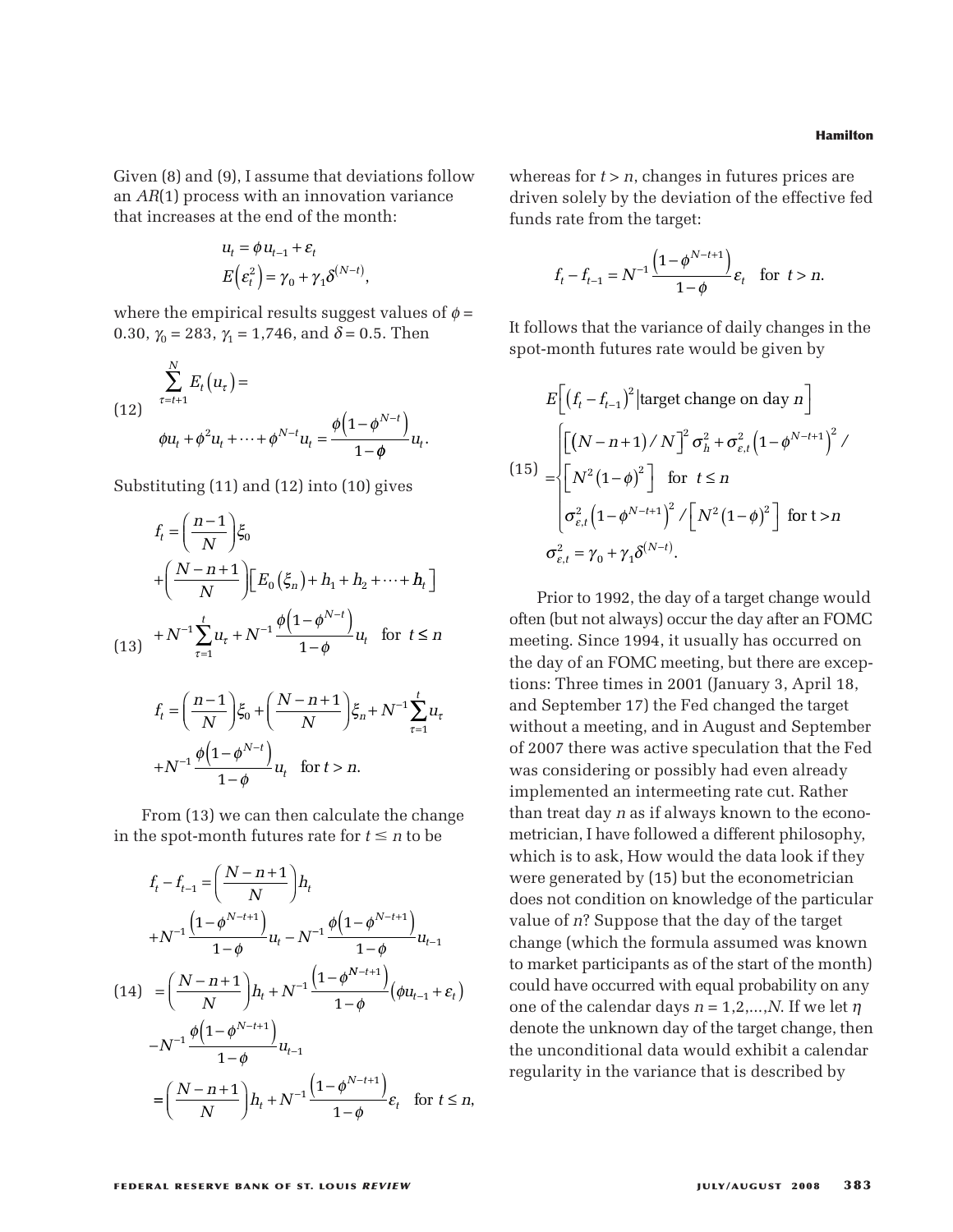Given (8) and (9), I assume that deviations follow an $AR(1)$ process with an innovation variance that increases at the end of the month:

$$u_t = \phi u_{t-1} + \varepsilon_t$$
$$E\left(\varepsilon_t^2\right) = \gamma_0 + \gamma_1 \delta^{(N-t)},$$

where the empirical results suggest values of $\phi = 0.30$, $\gamma_0 = 283$, $\gamma_1 = 1{,}746$, and $\delta = 0.5$. Then

$$(12) \quad \sum_{\tau=t+1}^{N} E_t\left(u_\tau\right) = \phi u_t + \phi^2 u_t + \cdots + \phi^{N-t} u_t = \frac{\phi\left(1-\phi^{N-t}\right)}{1-\phi} u_t.$$

Substituting (11) and (12) into (10) gives

$$(13) \quad \begin{aligned} f_t &= \left(\frac{n-1}{N}\right)\xi_0 \\ &+ \left(\frac{N-n+1}{N}\right)\left[E_0\left(\xi_n\right) + h_1 + h_2 + \cdots + h_t\right] \\ &+ N^{-1}\sum_{\tau=1}^{t} u_\tau + N^{-1}\frac{\phi\left(1-\phi^{N-t}\right)}{1-\phi}u_t \quad \text{for } t \le n \end{aligned}$$

$$\begin{aligned} f_t &= \left(\frac{n-1}{N}\right)\xi_0 + \left(\frac{N-n+1}{N}\right)\xi_n + N^{-1}\sum_{\tau=1}^{t} u_\tau \\ &+ N^{-1}\frac{\phi\left(1-\phi^{N-t}\right)}{1-\phi}u_t \quad \text{for } t > n. \end{aligned}$$

From (13) we can then calculate the change in the spot-month futures rate for $t \le n$ to be

$$(14) \quad \begin{aligned} f_t - f_{t-1} &= \left(\frac{N-n+1}{N}\right)h_t \\ &+ N^{-1}\frac{\left(1-\phi^{N-t+1}\right)}{1-\phi}u_t - N^{-1}\frac{\phi\left(1-\phi^{N-t+1}\right)}{1-\phi}u_{t-1} \\ &= \left(\frac{N-n+1}{N}\right)h_t + N^{-1}\frac{\left(1-\phi^{N-t+1}\right)}{1-\phi}\left(\phi u_{t-1} + \varepsilon_t\right) \\ &- N^{-1}\frac{\phi\left(1-\phi^{N-t+1}\right)}{1-\phi}u_{t-1} \\ &= \left(\frac{N-n+1}{N}\right)h_t + N^{-1}\frac{\left(1-\phi^{N-t+1}\right)}{1-\phi}\varepsilon_t \quad \text{for } t \le n, \end{aligned}$$

whereas for $t > n$, changes in futures prices are driven solely by the deviation of the effective fed funds rate from the target:

$$f_t - f_{t-1} = N^{-1}\frac{\left(1-\phi^{N-t+1}\right)}{1-\phi}\varepsilon_t \quad \text{for } t > n.$$

It follows that the variance of daily changes in the spot-month futures rate would be given by

$$(15) \quad \begin{aligned} &E\left[\left(f_t - f_{t-1}\right)^2 \middle| \text{target change on day } n\right] \\ &= \begin{cases} \left[\left(N-n+1\right)/N\right]^2 \sigma_h^2 + \sigma_{\varepsilon,t}^2\left(1-\phi^{N-t+1}\right)^2 / \left[N^2\left(1-\phi\right)^2\right] & \text{for } t \le n \\ \sigma_{\varepsilon,t}^2\left(1-\phi^{N-t+1}\right)^2 / \left[N^2\left(1-\phi\right)^2\right] & \text{for } t > n \end{cases} \\ &\sigma_{\varepsilon,t}^2 = \gamma_0 + \gamma_1 \delta^{(N-t)}. \end{aligned}$$

Prior to 1992, the day of a target change would often (but not always) occur the day after an FOMC meeting. Since 1994, it usually has occurred on the day of an FOMC meeting, but there are exceptions: Three times in 2001 (January 3, April 18, and September 17) the Fed changed the target without a meeting, and in August and September of 2007 there was active speculation that the Fed was considering or possibly had even already implemented an intermeeting rate cut. Rather than treat day $n$ as if always known to the econometrician, I have followed a different philosophy, which is to ask, How would the data look if they were generated by (15) but the econometrician does not condition on knowledge of the particular value of $n$? Suppose that the day of the target change (which the formula assumed was known to market participants as of the start of the month) could have occurred with equal probability on any one of the calendar days $n = 1,2,\ldots,N$. If we let $\eta$ denote the unknown day of the target change, then the unconditional data would exhibit a calendar regularity in the variance that is described by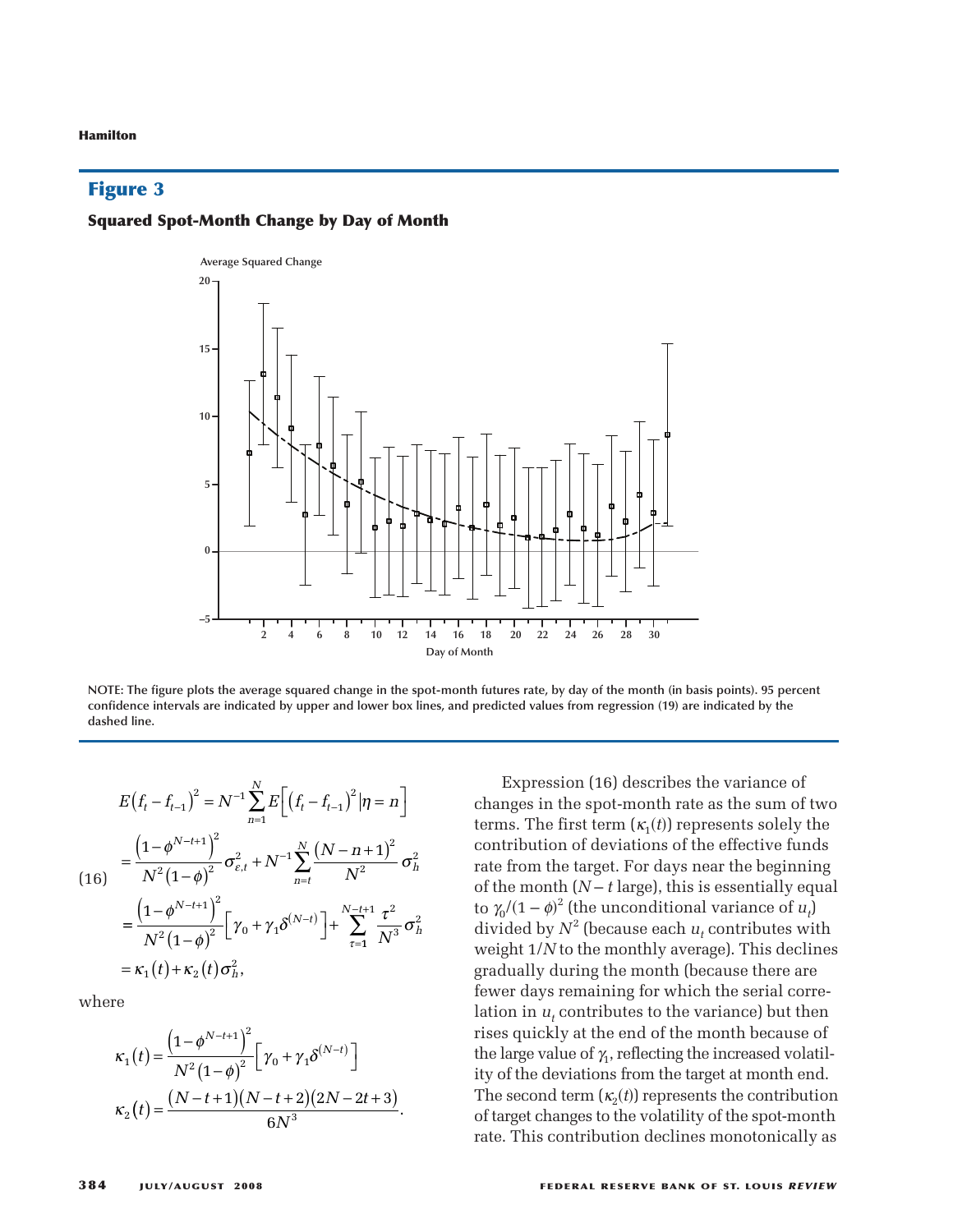## Figure 3

### Squared Spot-Month Change by Day of Month

NOTE: The figure plots the average squared change in the spot-month futures rate, by day of the month (in basis points). 95 percent confidence intervals are indicated by upper and lower box lines, and predicted values from regression (19) are indicated by the dashed line.

$$
\begin{aligned}
E\left(f_t - f_{t-1}\right)^2 &= N^{-1}\sum_{n=1}^{N} E\left[\left(f_t - f_{t-1}\right)^2 \middle| \eta = n\right] \\
&= \frac{\left(1-\phi^{N-t+1}\right)^2}{N^2\left(1-\phi\right)^2}\sigma_{\varepsilon,t}^2 + N^{-1}\sum_{n=t}^{N}\frac{\left(N-n+1\right)^2}{N^2}\sigma_h^2 \\
&= \frac{\left(1-\phi^{N-t+1}\right)^2}{N^2\left(1-\phi\right)^2}\left[\gamma_0 + \gamma_1\delta^{(N-t)}\right] + \sum_{\tau=1}^{N-t+1}\frac{\tau^2}{N^3}\sigma_h^2 \\
&= \kappa_1(t) + \kappa_2(t)\sigma_h^2,
\end{aligned}
\tag{16}
$$

where

$$
\kappa_1(t) = \frac{\left(1-\phi^{N-t+1}\right)^2}{N^2\left(1-\phi\right)^2}\left[\gamma_0 + \gamma_1\delta^{(N-t)}\right]
$$

$$
\kappa_2(t) = \frac{\left(N-t+1\right)\left(N-t+2\right)\left(2N-2t+3\right)}{6N^3}.
$$

Expression (16) describes the variance of changes in the spot-month rate as the sum of two terms. The first term ($\kappa_1(t)$) represents solely the contribution of deviations of the effective funds rate from the target. For days near the beginning of the month ($N - t$ large), this is essentially equal to $\gamma_0/(1-\phi)^2$ (the unconditional variance of $u_t$) divided by $N^2$ (because each $u_t$ contributes with weight $1/N$ to the monthly average). This declines gradually during the month (because there are fewer days remaining for which the serial correlation in $u_t$ contributes to the variance) but then rises quickly at the end of the month because of the large value of $\gamma_1$, reflecting the increased volatility of the deviations from the target at month end. The second term ($\kappa_2(t)$) represents the contribution of target changes to the volatility of the spot-month rate. This contribution declines monotonically as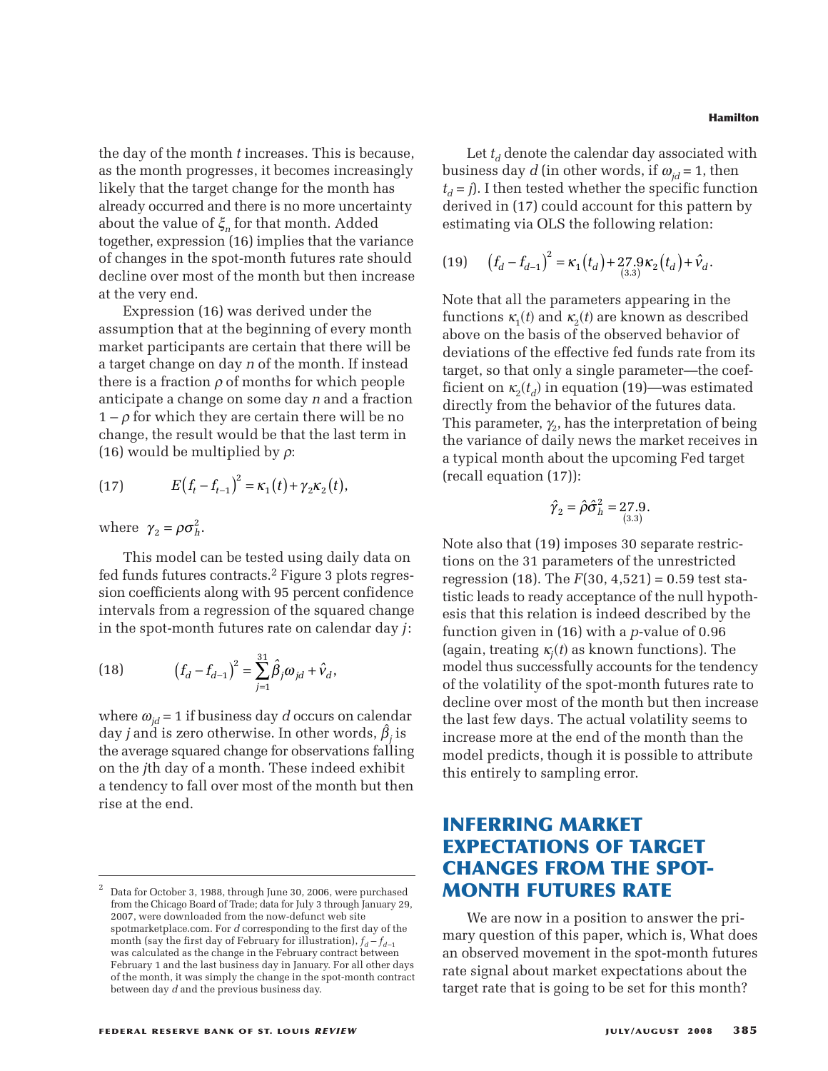the day of the month $t$ increases. This is because, as the month progresses, it becomes increasingly likely that the target change for the month has already occurred and there is no more uncertainty about the value of $\xi_n$ for that month. Added together, expression (16) implies that the variance of changes in the spot-month futures rate should decline over most of the month but then increase at the very end.

Expression (16) was derived under the assumption that at the beginning of every month market participants are certain that there will be a target change on day $n$ of the month. If instead there is a fraction $\rho$ of months for which people anticipate a change on some day $n$ and a fraction $1 - \rho$ for which they are certain there will be no change, the result would be that the last term in (16) would be multiplied by $\rho$:

$$(17) \qquad E\left(f_t - f_{t-1}\right)^2 = \kappa_1(t) + \gamma_2 \kappa_2(t),$$

where $\gamma_2 = \rho \sigma_h^2$.

This model can be tested using daily data on fed funds futures contracts.[2] Figure 3 plots regression coefficients along with 95 percent confidence intervals from a regression of the squared change in the spot-month futures rate on calendar day $j$:

$$(18) \qquad \left(f_d - f_{d-1}\right)^2 = \sum_{j=1}^{31} \hat{\beta}_j \omega_{jd} + \hat{v}_d,$$

where $\omega_{jd} = 1$ if business day $d$ occurs on calendar day $j$ and is zero otherwise. In other words, $\hat{\beta}_j$ is the average squared change for observations falling on the $j$th day of a month. These indeed exhibit a tendency to fall over most of the month but then rise at the end.

Let $t_d$ denote the calendar day associated with business day $d$ (in other words, if $\omega_{jd} = 1$, then $t_d = j$). I then tested whether the specific function derived in (17) could account for this pattern by estimating via OLS the following relation:

$$(19) \qquad \left(f_d - f_{d-1}\right)^2 = \kappa_1\left(t_d\right) + \underset{(3.3)}{27.9} \kappa_2\left(t_d\right) + \hat{v}_d.$$

Note that all the parameters appearing in the functions $\kappa_1(t)$ and $\kappa_2(t)$ are known as described above on the basis of the observed behavior of deviations of the effective fed funds rate from its target, so that only a single parameter—the coefficient on $\kappa_2(t_d)$ in equation (19)—was estimated directly from the behavior of the futures data. This parameter, $\gamma_2$, has the interpretation of being the variance of daily news the market receives in a typical month about the upcoming Fed target (recall equation (17)):

$$\hat{\gamma}_2 = \hat{\rho} \hat{\sigma}_h^2 = \underset{(3.3)}{27.9}.$$

Note also that (19) imposes 30 separate restrictions on the 31 parameters of the unrestricted regression (18). The $F(30, 4{,}521) = 0.59$ test statistic leads to ready acceptance of the null hypothesis that this relation is indeed described by the function given in (16) with a $p$-value of 0.96 (again, treating $\kappa_j(t)$ as known functions). The model thus successfully accounts for the tendency of the volatility of the spot-month futures rate to decline over most of the month but then increase the last few days. The actual volatility seems to increase more at the end of the month than the model predicts, though it is possible to attribute this entirely to sampling error.

## INFERRING MARKET EXPECTATIONS OF TARGET CHANGES FROM THE SPOT-MONTH FUTURES RATE

We are now in a position to answer the primary question of this paper, which is, What does an observed movement in the spot-month futures rate signal about market expectations about the target rate that is going to be set for this month?

[2] Data for October 3, 1988, through June 30, 2006, were purchased from the Chicago Board of Trade; data for July 3 through January 29, 2007, were downloaded from the now-defunct web site spotmarketplace.com. For $d$ corresponding to the first day of the month (say the first day of February for illustration), $f_d - f_{d-1}$ was calculated as the change in the February contract between February 1 and the last business day in January. For all other days of the month, it was simply the change in the spot-month contract between day $d$ and the previous business day.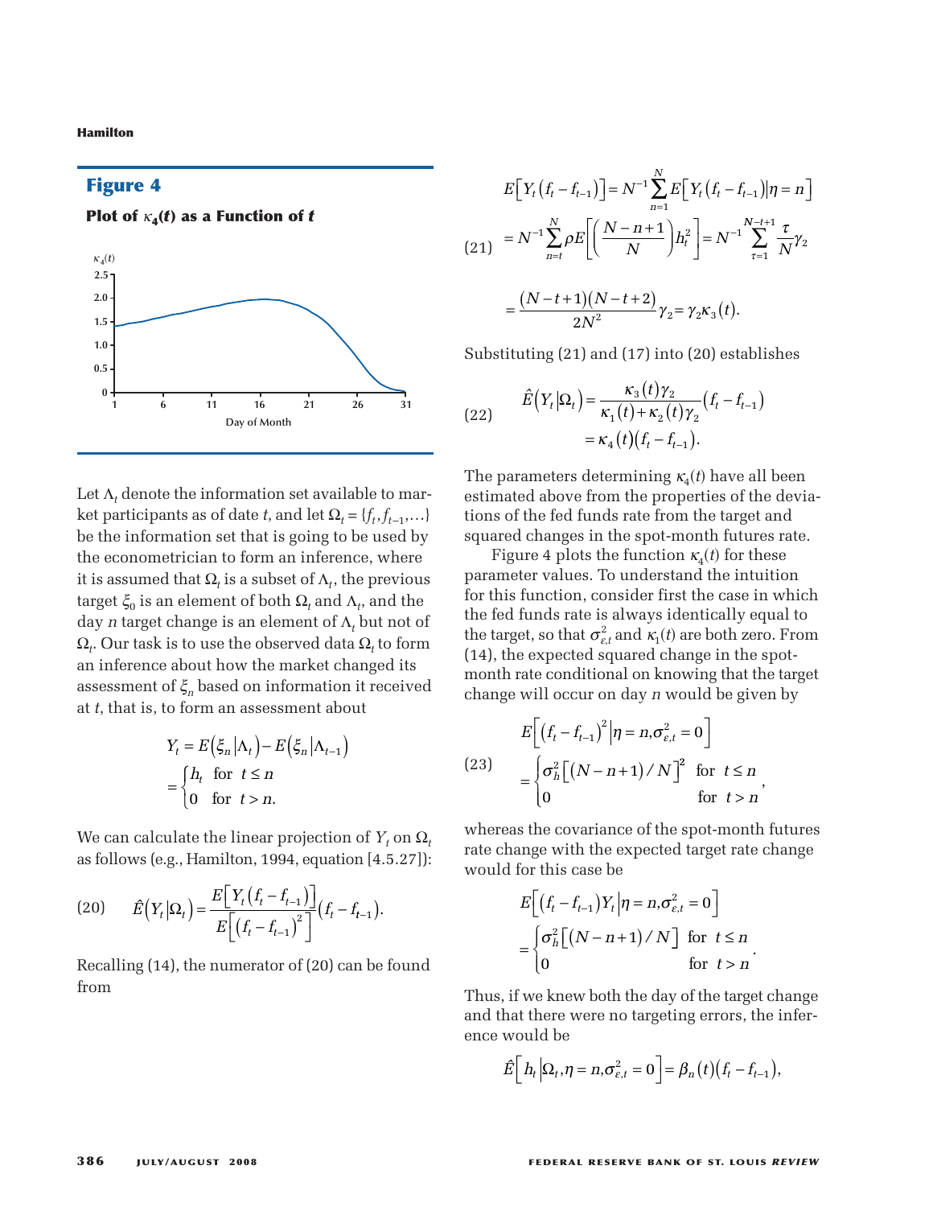## Figure 4

**Plot of $\kappa_4(t)$ as a Function of $t$**

Let $\Lambda_t$ denote the information set available to market participants as of date $t$, and let $\Omega_t = \{f_t, f_{t-1}, \ldots\}$ be the information set that is going to be used by the econometrician to form an inference, where it is assumed that $\Omega_t$ is a subset of $\Lambda_t$, the previous target $\xi_0$ is an element of both $\Omega_t$ and $\Lambda_t$, and the day $n$ target change is an element of $\Lambda_t$ but not of $\Omega_t$. Our task is to use the observed data $\Omega_t$ to form an inference about how the market changed its assessment of $\xi_n$ based on information it received at $t$, that is, to form an assessment about

$$Y_t = E(\xi_n | \Lambda_t) - E(\xi_n | \Lambda_{t-1}) = \begin{cases} h_t & \text{for } t \le n \\ 0 & \text{for } t > n. \end{cases}$$

We can calculate the linear projection of $Y_t$ on $\Omega_t$ as follows (e.g., Hamilton, 1994, equation [4.5.27]):

$$\hat{E}(Y_t | \Omega_t) = \frac{E\left[Y_t (f_t - f_{t-1})\right]}{E\left[(f_t - f_{t-1})^2\right]}(f_t - f_{t-1}). \tag{20}$$

Recalling (14), the numerator of (20) can be found from

$$\begin{aligned} E\left[Y_t (f_t - f_{t-1})\right] &= N^{-1} \sum_{n=1}^{N} E\left[Y_t (f_t - f_{t-1}) | \eta = n\right] \\ &= N^{-1} \sum_{n=t}^{N} \rho E\left[\left(\frac{N-n+1}{N}\right) h_t^2\right] = N^{-1} \sum_{\tau=1}^{N-t+1} \frac{\tau}{N} \gamma_2 \\ &= \frac{(N-t+1)(N-t+2)}{2N^2} \gamma_2 = \gamma_2 \kappa_3(t). \end{aligned} \tag{21}$$

Substituting (21) and (17) into (20) establishes

$$\begin{aligned} \hat{E}(Y_t | \Omega_t) &= \frac{\kappa_3(t)\gamma_2}{\kappa_1(t) + \kappa_2(t)\gamma_2}(f_t - f_{t-1}) \\ &= \kappa_4(t)(f_t - f_{t-1}). \end{aligned} \tag{22}$$

The parameters determining $\kappa_4(t)$ have all been estimated above from the properties of the deviations of the fed funds rate from the target and squared changes in the spot-month futures rate.

Figure 4 plots the function $\kappa_4(t)$ for these parameter values. To understand the intuition for this function, consider first the case in which the fed funds rate is always identically equal to the target, so that $\sigma_{\varepsilon,t}^2$ and $\kappa_1(t)$ are both zero. From (14), the expected squared change in the spot-month rate conditional on knowing that the target change will occur on day $n$ would be given by

$$E\left[(f_t - f_{t-1})^2 \middle| \eta = n, \sigma_{\varepsilon,t}^2 = 0\right] = \begin{cases} \sigma_h^2\left[(N-n+1)/N\right]^2 & \text{for } t \le n \\ 0 & \text{for } t > n \end{cases}, \tag{23}$$

whereas the covariance of the spot-month futures rate change with the expected target rate change would for this case be

$$E\left[(f_t - f_{t-1}) Y_t \middle| \eta = n, \sigma_{\varepsilon,t}^2 = 0\right] = \begin{cases} \sigma_h^2\left[(N-n+1)/N\right] & \text{for } t \le n \\ 0 & \text{for } t > n \end{cases}.$$

Thus, if we knew both the day of the target change and that there were no targeting errors, the inference would be

$$\hat{E}\left[h_t \middle| \Omega_t, \eta = n, \sigma_{\varepsilon,t}^2 = 0\right] = \beta_n(t)(f_t - f_{t-1}),$$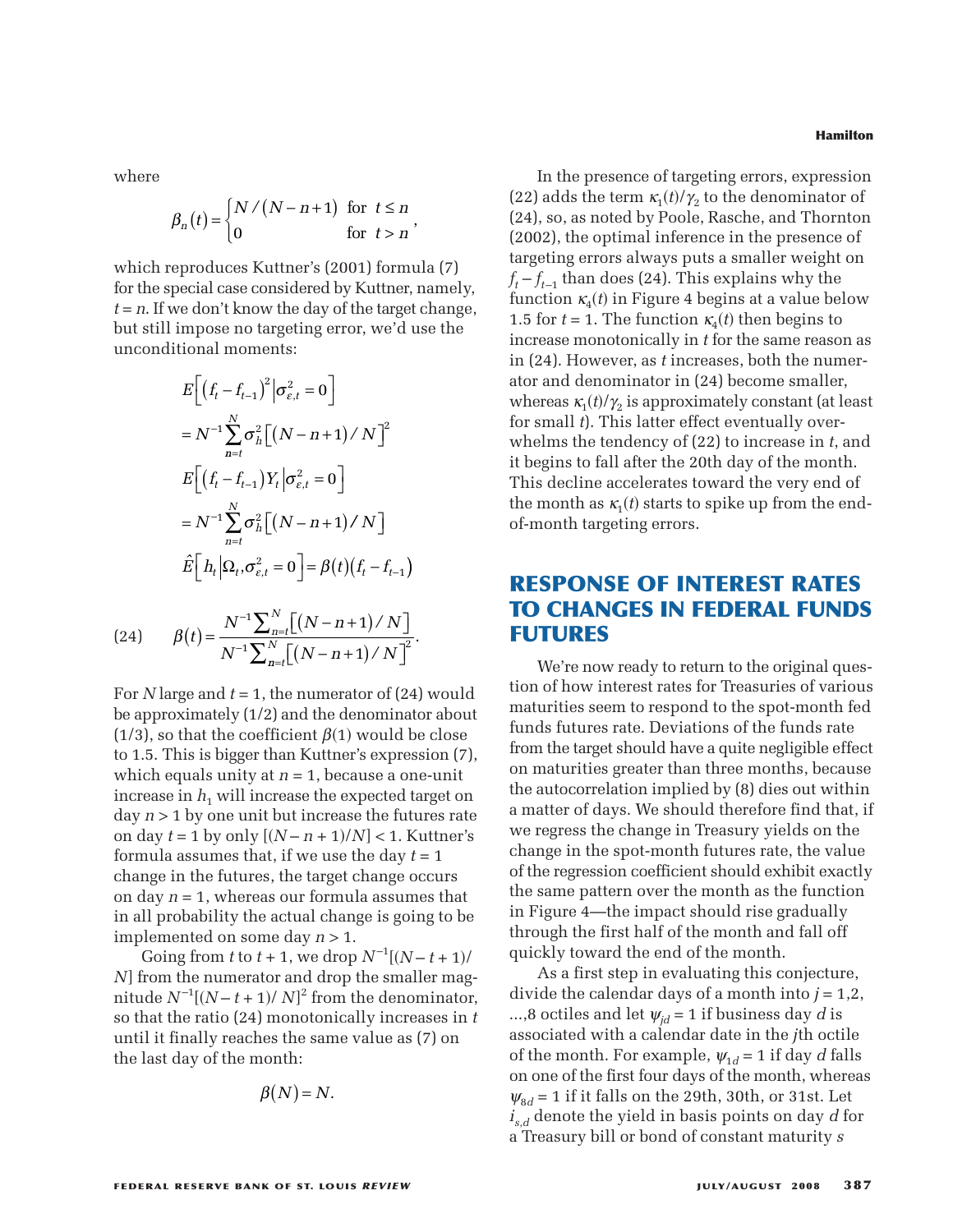where

$$\beta_n(t) = \begin{cases} N/(N-n+1) & \text{for } t \le n \\ 0 & \text{for } t > n \end{cases},$$

which reproduces Kuttner's (2001) formula (7) for the special case considered by Kuttner, namely, $t = n$. If we don't know the day of the target change, but still impose no targeting error, we'd use the unconditional moments:

$$E\left[\left(f_t - f_{t-1}\right)^2 \middle| \sigma^2_{\varepsilon,t} = 0\right]$$

$$= N^{-1} \sum_{n=t}^{N} \sigma_h^2 \left[(N-n+1)/N\right]^2$$

$$E\left[\left(f_t - f_{t-1}\right) Y_t \middle| \sigma^2_{\varepsilon,t} = 0\right]$$

$$= N^{-1} \sum_{n=t}^{N} \sigma_h^2 \left[(N-n+1)/N\right]$$

$$\hat{E}\left[h_t \middle| \Omega_t, \sigma^2_{\varepsilon,t} = 0\right] = \beta(t)\left(f_t - f_{t-1}\right)$$

$$\beta(t) = \frac{N^{-1}\sum_{n=t}^{N}\left[(N-n+1)/N\right]}{N^{-1}\sum_{n=t}^{N}\left[(N-n+1)/N\right]^2}. \tag{24}$$

For $N$ large and $t = 1$, the numerator of (24) would be approximately (1/2) and the denominator about (1/3), so that the coefficient $\beta(1)$ would be close to 1.5. This is bigger than Kuttner's expression (7), which equals unity at $n = 1$, because a one-unit increase in $h_1$ will increase the expected target on day $n > 1$ by one unit but increase the futures rate on day $t = 1$ by only $[(N - n + 1)/N] < 1$. Kuttner's formula assumes that, if we use the day $t = 1$ change in the futures, the target change occurs on day $n = 1$, whereas our formula assumes that in all probability the actual change is going to be implemented on some day $n > 1$.

Going from $t$ to $t + 1$, we drop $N^{-1}[(N - t + 1)/N]$ from the numerator and drop the smaller magnitude $N^{-1}[(N - t + 1)/N]^2$ from the denominator, so that the ratio (24) monotonically increases in $t$ until it finally reaches the same value as (7) on the last day of the month:

$$\beta(N) = N.$$

In the presence of targeting errors, expression (22) adds the term $\kappa_1(t)/\gamma_2$ to the denominator of (24), so, as noted by Poole, Rasche, and Thornton (2002), the optimal inference in the presence of targeting errors always puts a smaller weight on $f_t - f_{t-1}$ than does (24). This explains why the function $\kappa_4(t)$ in Figure 4 begins at a value below 1.5 for $t = 1$. The function $\kappa_4(t)$ then begins to increase monotonically in $t$ for the same reason as in (24). However, as $t$ increases, both the numerator and denominator in (24) become smaller, whereas $\kappa_1(t)/\gamma_2$ is approximately constant (at least for small $t$). This latter effect eventually overwhelms the tendency of (22) to increase in $t$, and it begins to fall after the 20th day of the month. This decline accelerates toward the very end of the month as $\kappa_1(t)$ starts to spike up from the end-of-month targeting errors.

## RESPONSE OF INTEREST RATES TO CHANGES IN FEDERAL FUNDS FUTURES

We're now ready to return to the original question of how interest rates for Treasuries of various maturities seem to respond to the spot-month fed funds futures rate. Deviations of the funds rate from the target should have a quite negligible effect on maturities greater than three months, because the autocorrelation implied by (8) dies out within a matter of days. We should therefore find that, if we regress the change in Treasury yields on the change in the spot-month futures rate, the value of the regression coefficient should exhibit exactly the same pattern over the month as the function in Figure 4—the impact should rise gradually through the first half of the month and fall off quickly toward the end of the month.

As a first step in evaluating this conjecture, divide the calendar days of a month into $j = 1,2, \ldots,8$ octiles and let $\psi_{jd} = 1$ if business day $d$ is associated with a calendar date in the $j$th octile of the month. For example, $\psi_{1d} = 1$ if day $d$ falls on one of the first four days of the month, whereas $\psi_{8d} = 1$ if it falls on the 29th, 30th, or 31st. Let $i_{s,d}$ denote the yield in basis points on day $d$ for a Treasury bill or bond of constant maturity $s$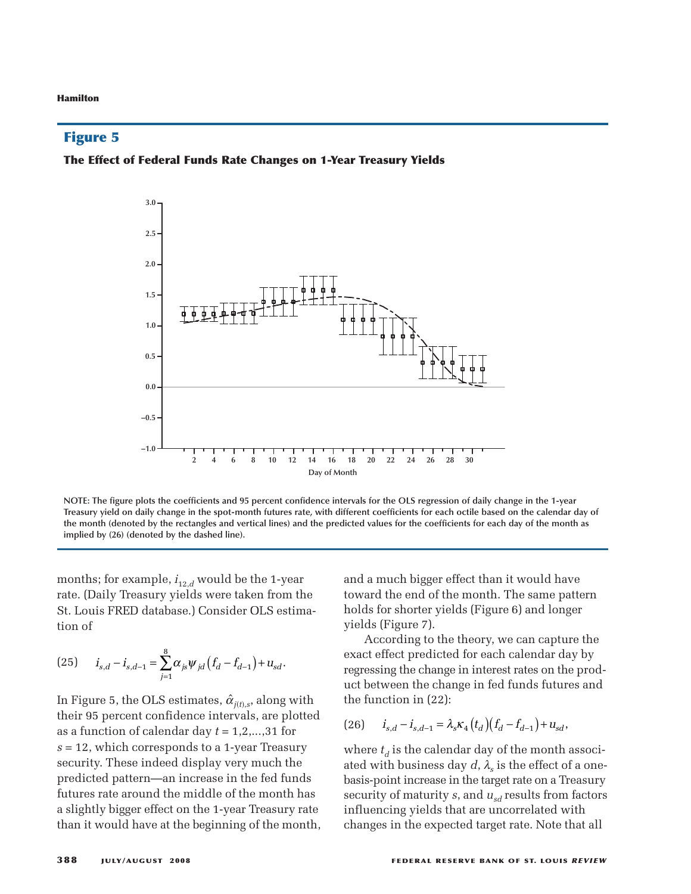## Figure 5

**The Effect of Federal Funds Rate Changes on 1-Year Treasury Yields**

NOTE: The figure plots the coefficients and 95 percent confidence intervals for the OLS regression of daily change in the 1-year Treasury yield on daily change in the spot-month futures rate, with different coefficients for each octile based on the calendar day of the month (denoted by the rectangles and vertical lines) and the predicted values for the coefficients for each day of the month as implied by (26) (denoted by the dashed line).

months; for example, $i_{12,d}$ would be the 1-year rate. (Daily Treasury yields were taken from the St. Louis FRED database.) Consider OLS estimation of

$$(25) \quad i_{s,d} - i_{s,d-1} = \sum_{j=1}^{8} \alpha_{js} \psi_{jd} \left( f_d - f_{d-1} \right) + u_{sd}.$$

In Figure 5, the OLS estimates, $\hat{\alpha}_{j(t),s}$, along with their 95 percent confidence intervals, are plotted as a function of calendar day $t = 1,2,\ldots,31$ for $s = 12$, which corresponds to a 1-year Treasury security. These indeed display very much the predicted pattern—an increase in the fed funds futures rate around the middle of the month has a slightly bigger effect on the 1-year Treasury rate than it would have at the beginning of the month, and a much bigger effect than it would have toward the end of the month. The same pattern holds for shorter yields (Figure 6) and longer yields (Figure 7).

According to the theory, we can capture the exact effect predicted for each calendar day by regressing the change in interest rates on the product between the change in fed funds futures and the function in (22):

$$(26) \quad i_{s,d} - i_{s,d-1} = \lambda_s \kappa_4 \left( t_d \right) \left( f_d - f_{d-1} \right) + u_{sd},$$

where $t_d$ is the calendar day of the month associated with business day $d$, $\lambda_s$ is the effect of a one-basis-point increase in the target rate on a Treasury security of maturity $s$, and $u_{sd}$ results from factors influencing yields that are uncorrelated with changes in the expected target rate. Note that all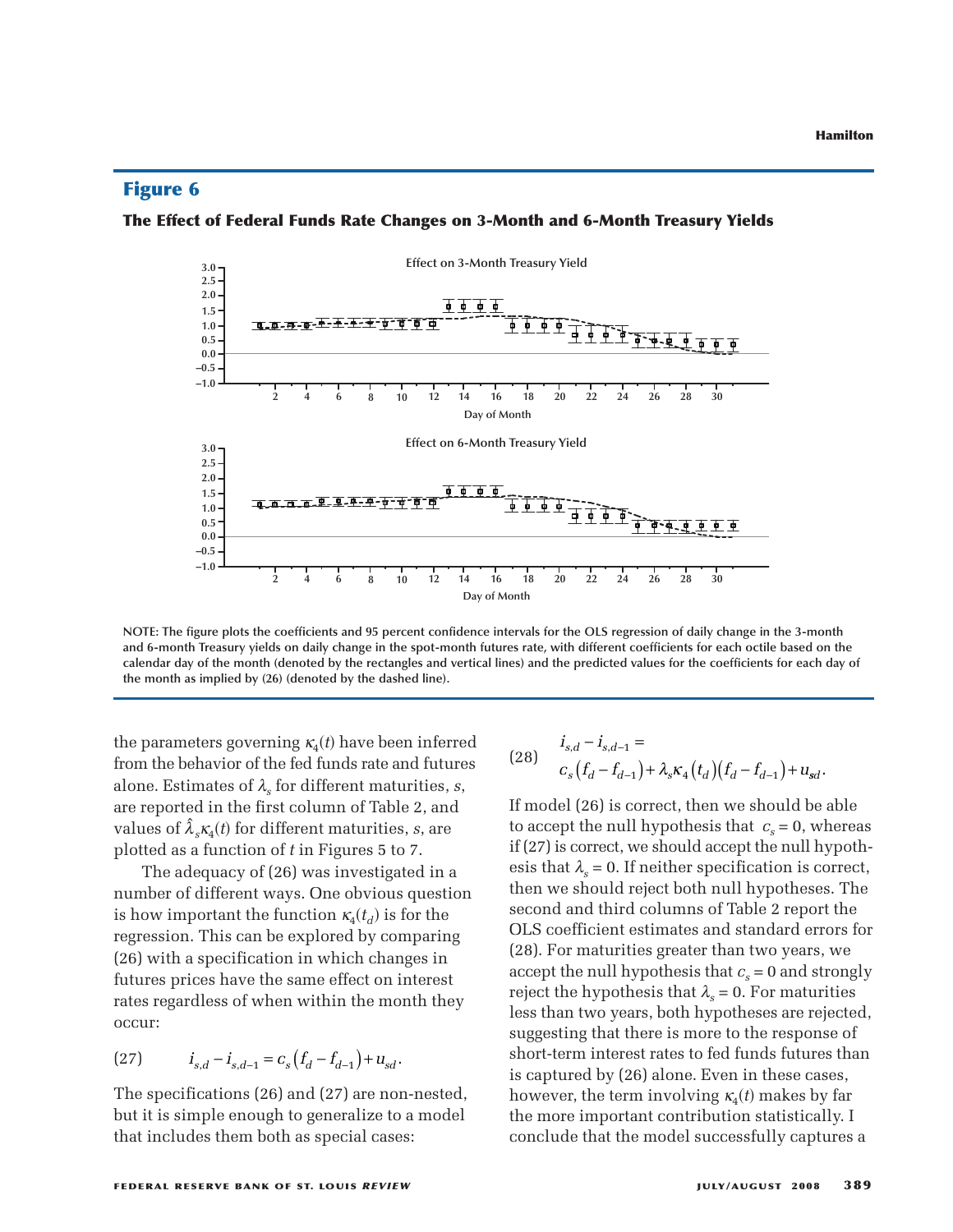## Figure 6

**The Effect of Federal Funds Rate Changes on 3-Month and 6-Month Treasury Yields**

NOTE: The figure plots the coefficients and 95 percent confidence intervals for the OLS regression of daily change in the 3-month and 6-month Treasury yields on daily change in the spot-month futures rate, with different coefficients for each octile based on the calendar day of the month (denoted by the rectangles and vertical lines) and the predicted values for the coefficients for each day of the month as implied by (26) (denoted by the dashed line).

the parameters governing $\kappa_4(t)$ have been inferred from the behavior of the fed funds rate and futures alone. Estimates of $\lambda_s$ for different maturities, $s$, are reported in the first column of Table 2, and values of $\hat{\lambda}_s \kappa_4(t)$ for different maturities, $s$, are plotted as a function of $t$ in Figures 5 to 7.

The adequacy of (26) was investigated in a number of different ways. One obvious question is how important the function $\kappa_4(t_d)$ is for the regression. This can be explored by comparing (26) with a specification in which changes in futures prices have the same effect on interest rates regardless of when within the month they occur:

$$i_{s,d} - i_{s,d-1} = c_s\left(f_d - f_{d-1}\right) + u_{sd}. \tag{27}$$

The specifications (26) and (27) are non-nested, but it is simple enough to generalize to a model that includes them both as special cases:

$$i_{s,d} - i_{s,d-1} = c_s\left(f_d - f_{d-1}\right) + \lambda_s \kappa_4\left(t_d\right)\left(f_d - f_{d-1}\right) + u_{sd}. \tag{28}$$

If model (26) is correct, then we should be able to accept the null hypothesis that $c_s = 0$, whereas if (27) is correct, we should accept the null hypothesis that $\lambda_s = 0$. If neither specification is correct, then we should reject both null hypotheses. The second and third columns of Table 2 report the OLS coefficient estimates and standard errors for (28). For maturities greater than two years, we accept the null hypothesis that $c_s = 0$ and strongly reject the hypothesis that $\lambda_s = 0$. For maturities less than two years, both hypotheses are rejected, suggesting that there is more to the response of short-term interest rates to fed funds futures than is captured by (26) alone. Even in these cases, however, the term involving $\kappa_4(t)$ makes by far the more important contribution statistically. I conclude that the model successfully captures a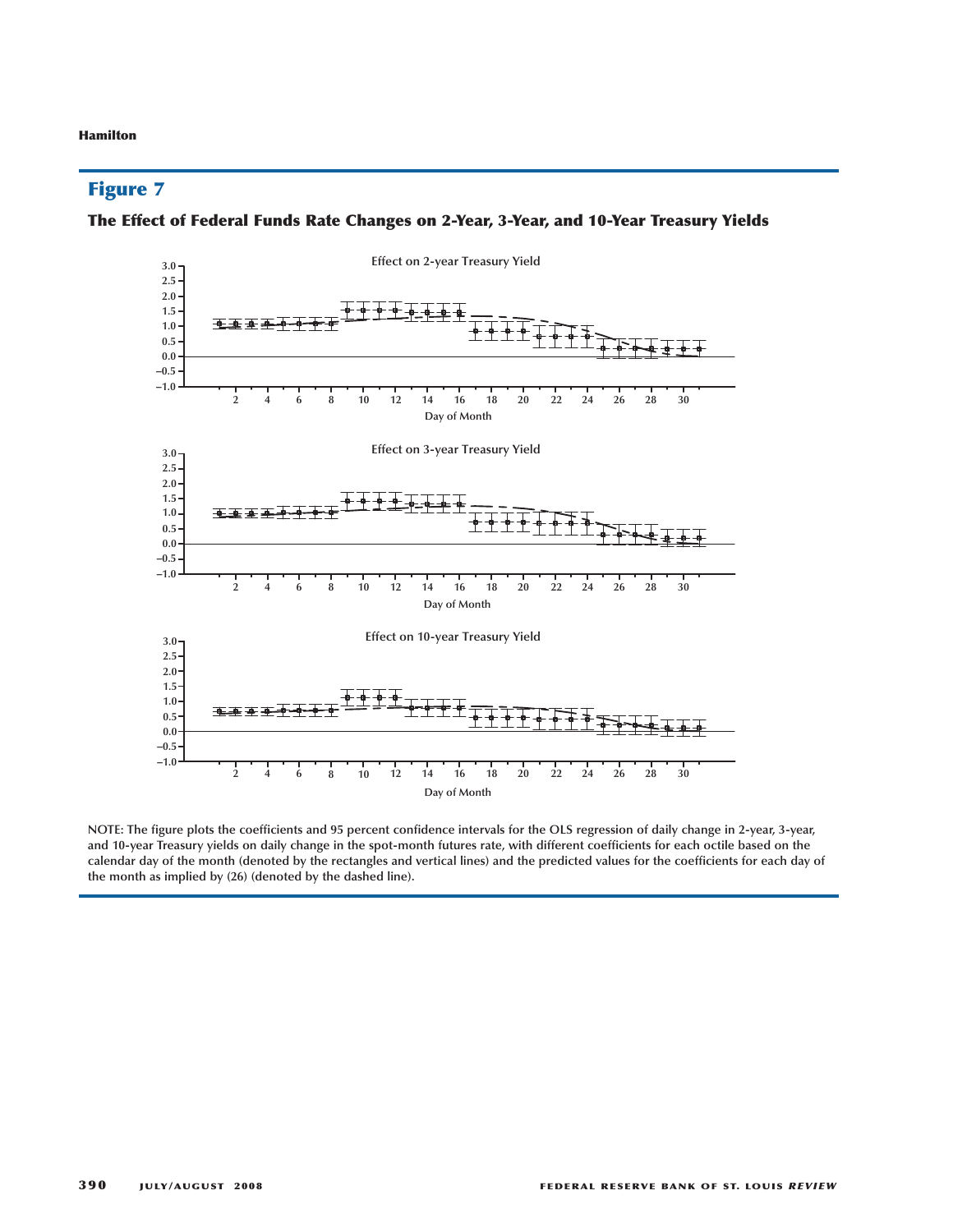## Figure 7

### The Effect of Federal Funds Rate Changes on 2-Year, 3-Year, and 10-Year Treasury Yields

NOTE: The figure plots the coefficients and 95 percent confidence intervals for the OLS regression of daily change in 2-year, 3-year, and 10-year Treasury yields on daily change in the spot-month futures rate, with different coefficients for each octile based on the calendar day of the month (denoted by the rectangles and vertical lines) and the predicted values for the coefficients for each day of the month as implied by (26) (denoted by the dashed line).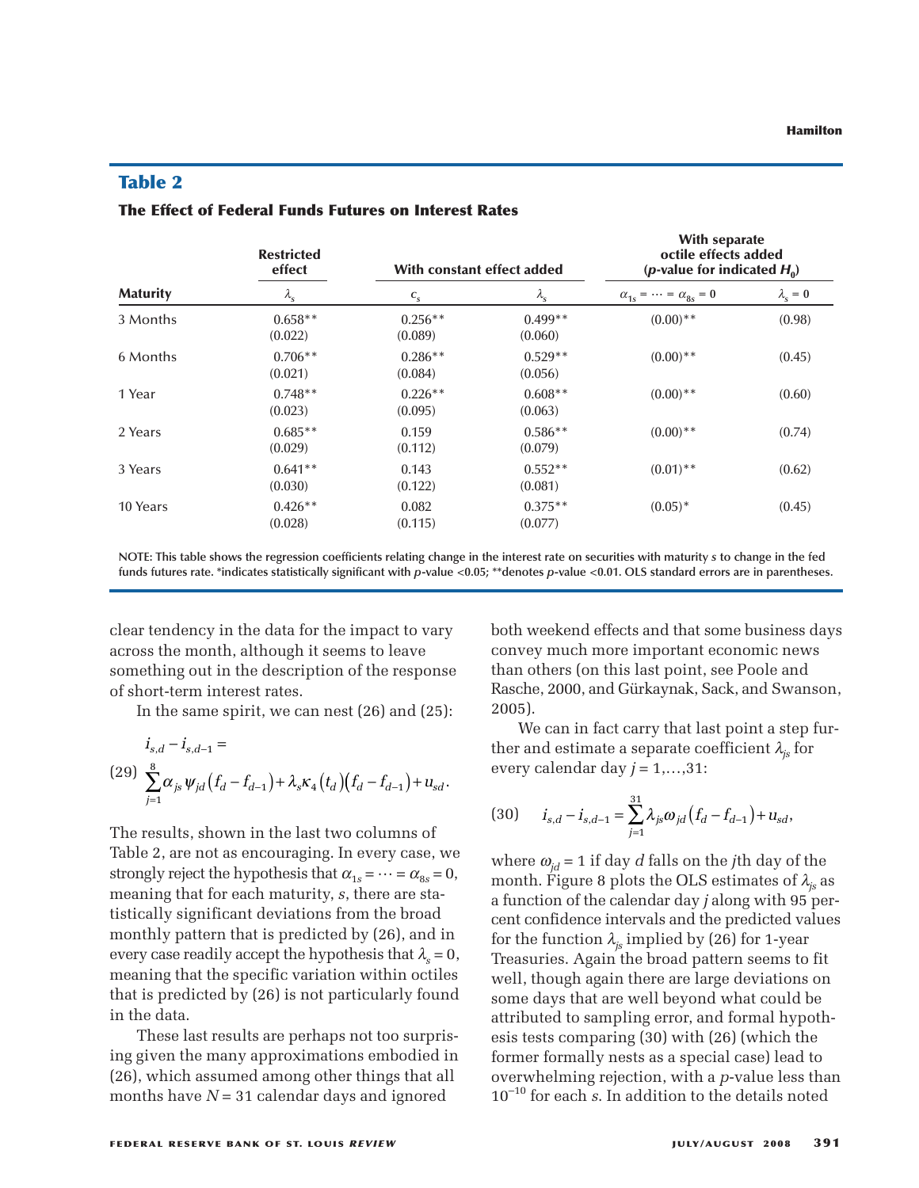## Table 2

### The Effect of Federal Funds Futures on Interest Rates

| | Restricted effect | With constant effect added | | With separate octile effects added ($p$-value for indicated $H_0$) | |
|---|---|---|---|---|---|
| **Maturity** | $\lambda_s$ | $c_s$ | $\lambda_s$ | $\alpha_{1s} = \cdots = \alpha_{8s} = 0$ | $\lambda_s = 0$ |
| 3 Months | 0.658** (0.022) | 0.256** (0.089) | 0.499** (0.060) | (0.00)** | (0.98) |
| 6 Months | 0.706** (0.021) | 0.286** (0.084) | 0.529** (0.056) | (0.00)** | (0.45) |
| 1 Year | 0.748** (0.023) | 0.226** (0.095) | 0.608** (0.063) | (0.00)** | (0.60) |
| 2 Years | 0.685** (0.029) | 0.159 (0.112) | 0.586** (0.079) | (0.00)** | (0.74) |
| 3 Years | 0.641** (0.030) | 0.143 (0.122) | 0.552** (0.081) | (0.01)** | (0.62) |
| 10 Years | 0.426** (0.028) | 0.082 (0.115) | 0.375** (0.077) | (0.05)* | (0.45) |

NOTE: This table shows the regression coefficients relating change in the interest rate on securities with maturity $s$ to change in the fed funds futures rate. *indicates statistically significant with $p$-value <0.05; **denotes $p$-value <0.01. OLS standard errors are in parentheses.

clear tendency in the data for the impact to vary across the month, although it seems to leave something out in the description of the response of short-term interest rates.

In the same spirit, we can nest (26) and (25):

$$i_{s,d} - i_{s,d-1} = \sum_{j=1}^{8} \alpha_{js} \psi_{jd} \left(f_d - f_{d-1}\right) + \lambda_s \kappa_4 \left(t_d\right)\left(f_d - f_{d-1}\right) + u_{sd}. \tag{29}$$

The results, shown in the last two columns of Table 2, are not as encouraging. In every case, we strongly reject the hypothesis that $\alpha_{1s} = \cdots = \alpha_{8s} = 0$, meaning that for each maturity, $s$, there are statistically significant deviations from the broad monthly pattern that is predicted by (26), and in every case readily accept the hypothesis that $\lambda_s = 0$, meaning that the specific variation within octiles that is predicted by (26) is not particularly found in the data.

These last results are perhaps not too surprising given the many approximations embodied in (26), which assumed among other things that all months have $N = 31$ calendar days and ignored both weekend effects and that some business days convey much more important economic news than others (on this last point, see Poole and Rasche, 2000, and Gürkaynak, Sack, and Swanson, 2005).

We can in fact carry that last point a step further and estimate a separate coefficient $\lambda_{js}$ for every calendar day $j = 1,\ldots,31$:

$$i_{s,d} - i_{s,d-1} = \sum_{j=1}^{31} \lambda_{js} \omega_{jd} \left(f_d - f_{d-1}\right) + u_{sd}, \tag{30}$$

where $\omega_{jd} = 1$ if day $d$ falls on the $j$th day of the month. Figure 8 plots the OLS estimates of $\lambda_{js}$ as a function of the calendar day $j$ along with 95 percent confidence intervals and the predicted values for the function $\lambda_{js}$ implied by (26) for 1-year Treasuries. Again the broad pattern seems to fit well, though again there are large deviations on some days that are well beyond what could be attributed to sampling error, and formal hypothesis tests comparing (30) with (26) (which the former formally nests as a special case) lead to overwhelming rejection, with a $p$-value less than $10^{-10}$ for each $s$. In addition to the details noted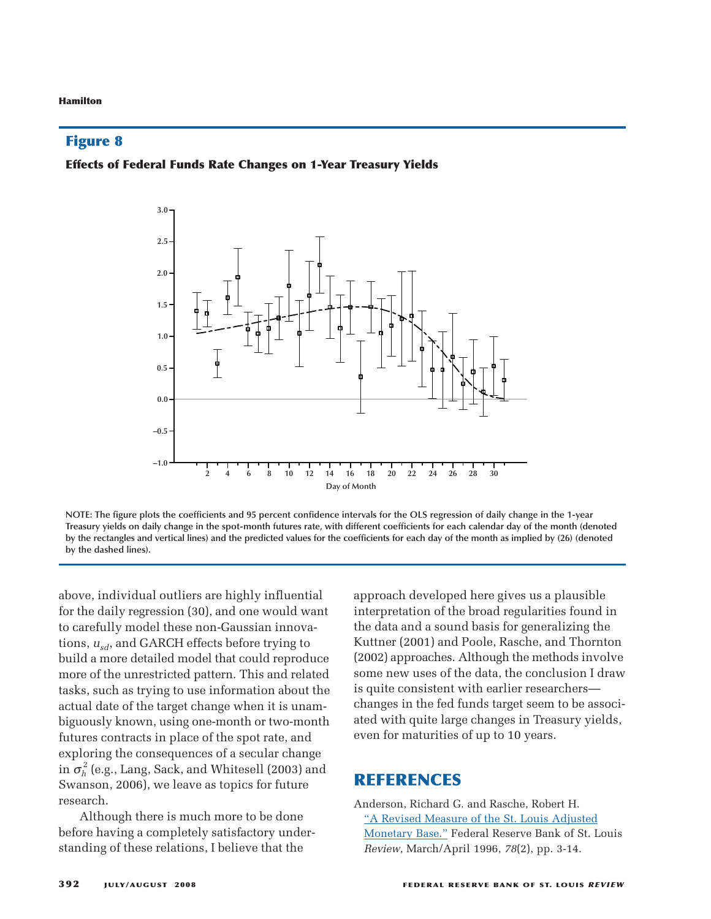## Figure 8

**Effects of Federal Funds Rate Changes on 1-Year Treasury Yields**

NOTE: The figure plots the coefficients and 95 percent confidence intervals for the OLS regression of daily change in the 1-year Treasury yields on daily change in the spot-month futures rate, with different coefficients for each calendar day of the month (denoted by the rectangles and vertical lines) and the predicted values for the coefficients for each day of the month as implied by (26) (denoted by the dashed lines).

above, individual outliers are highly influential for the daily regression (30), and one would want to carefully model these non-Gaussian innovations, $u_{sd}$, and GARCH effects before trying to build a more detailed model that could reproduce more of the unrestricted pattern. This and related tasks, such as trying to use information about the actual date of the target change when it is unambiguously known, using one-month or two-month futures contracts in place of the spot rate, and exploring the consequences of a secular change in $\sigma_h^2$ (e.g., Lang, Sack, and Whitesell (2003) and Swanson, 2006), we leave as topics for future research.

Although there is much more to be done before having a completely satisfactory understanding of these relations, I believe that the approach developed here gives us a plausible interpretation of the broad regularities found in the data and a sound basis for generalizing the Kuttner (2001) and Poole, Rasche, and Thornton (2002) approaches. Although the methods involve some new uses of the data, the conclusion I draw is quite consistent with earlier researchers—changes in the fed funds target seem to be associated with quite large changes in Treasury yields, even for maturities of up to 10 years.

## REFERENCES

Anderson, Richard G. and Rasche, Robert H. "A Revised Measure of the St. Louis Adjusted Monetary Base." Federal Reserve Bank of St. Louis *Review*, March/April 1996, *78*(2), pp. 3-14.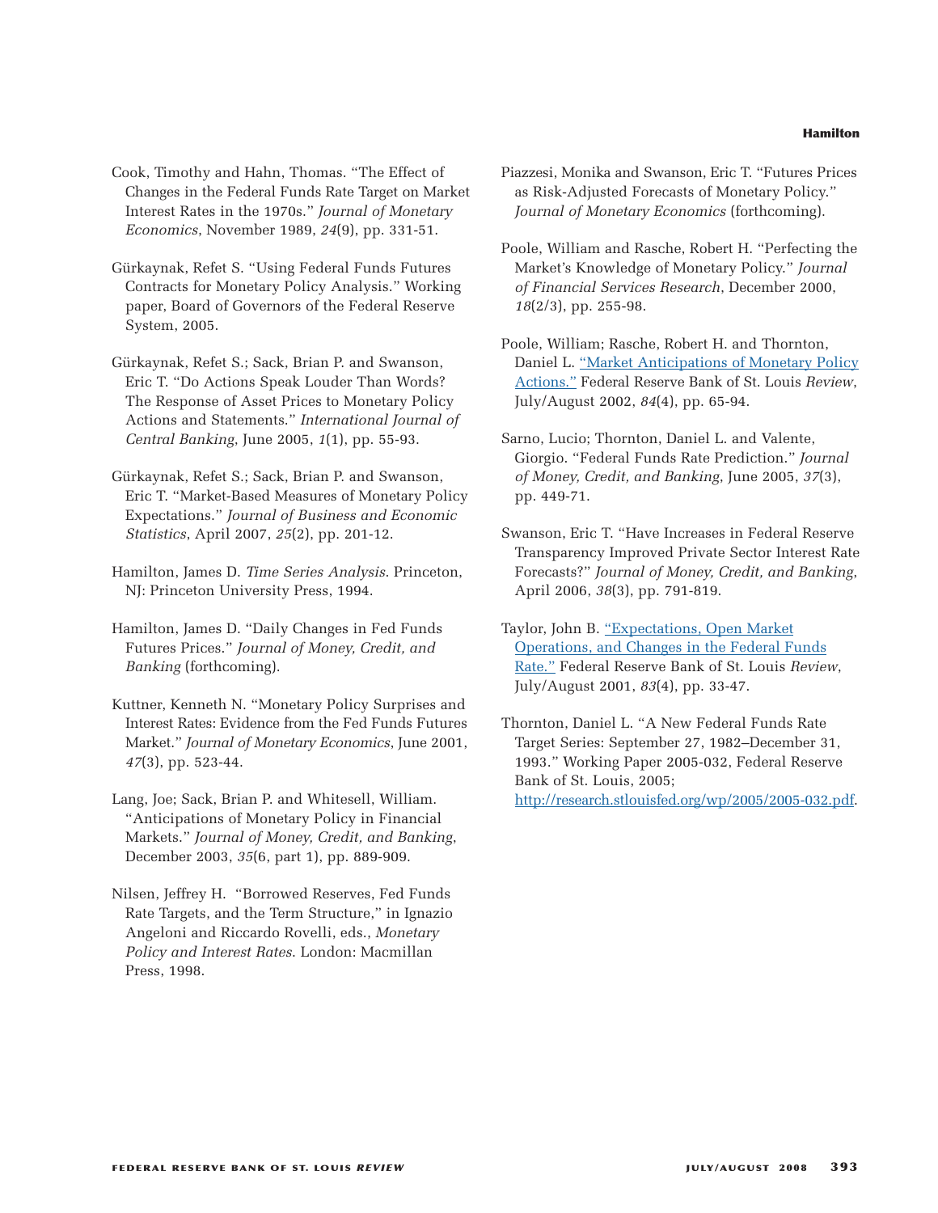Cook, Timothy and Hahn, Thomas. "The Effect of Changes in the Federal Funds Rate Target on Market Interest Rates in the 1970s." *Journal of Monetary Economics*, November 1989, *24*(9), pp. 331-51.

Gürkaynak, Refet S. "Using Federal Funds Futures Contracts for Monetary Policy Analysis." Working paper, Board of Governors of the Federal Reserve System, 2005.

Gürkaynak, Refet S.; Sack, Brian P. and Swanson, Eric T. "Do Actions Speak Louder Than Words? The Response of Asset Prices to Monetary Policy Actions and Statements." *International Journal of Central Banking*, June 2005, *1*(1), pp. 55-93.

Gürkaynak, Refet S.; Sack, Brian P. and Swanson, Eric T. "Market-Based Measures of Monetary Policy Expectations." *Journal of Business and Economic Statistics*, April 2007, *25*(2), pp. 201-12.

Hamilton, James D. *Time Series Analysis*. Princeton, NJ: Princeton University Press, 1994.

Hamilton, James D. "Daily Changes in Fed Funds Futures Prices." *Journal of Money, Credit, and Banking* (forthcoming).

Kuttner, Kenneth N. "Monetary Policy Surprises and Interest Rates: Evidence from the Fed Funds Futures Market." *Journal of Monetary Economics*, June 2001, *47*(3), pp. 523-44.

Lang, Joe; Sack, Brian P. and Whitesell, William. "Anticipations of Monetary Policy in Financial Markets." *Journal of Money, Credit, and Banking*, December 2003, *35*(6, part 1), pp. 889-909.

Nilsen, Jeffrey H. "Borrowed Reserves, Fed Funds Rate Targets, and the Term Structure," in Ignazio Angeloni and Riccardo Rovelli, eds., *Monetary Policy and Interest Rates*. London: Macmillan Press, 1998.

Piazzesi, Monika and Swanson, Eric T. "Futures Prices as Risk-Adjusted Forecasts of Monetary Policy." *Journal of Monetary Economics* (forthcoming).

Poole, William and Rasche, Robert H. "Perfecting the Market's Knowledge of Monetary Policy." *Journal of Financial Services Research*, December 2000, *18*(2/3), pp. 255-98.

Poole, William; Rasche, Robert H. and Thornton, Daniel L. "Market Anticipations of Monetary Policy Actions." Federal Reserve Bank of St. Louis *Review*, July/August 2002, *84*(4), pp. 65-94.

Sarno, Lucio; Thornton, Daniel L. and Valente, Giorgio. "Federal Funds Rate Prediction." *Journal of Money, Credit, and Banking*, June 2005, *37*(3), pp. 449-71.

Swanson, Eric T. "Have Increases in Federal Reserve Transparency Improved Private Sector Interest Rate Forecasts?" *Journal of Money, Credit, and Banking*, April 2006, *38*(3), pp. 791-819.

Taylor, John B. "Expectations, Open Market Operations, and Changes in the Federal Funds Rate." Federal Reserve Bank of St. Louis *Review*, July/August 2001, *83*(4), pp. 33-47.

Thornton, Daniel L. "A New Federal Funds Rate Target Series: September 27, 1982–December 31, 1993." Working Paper 2005-032, Federal Reserve Bank of St. Louis, 2005; http://research.stlouisfed.org/wp/2005/2005-032.pdf.